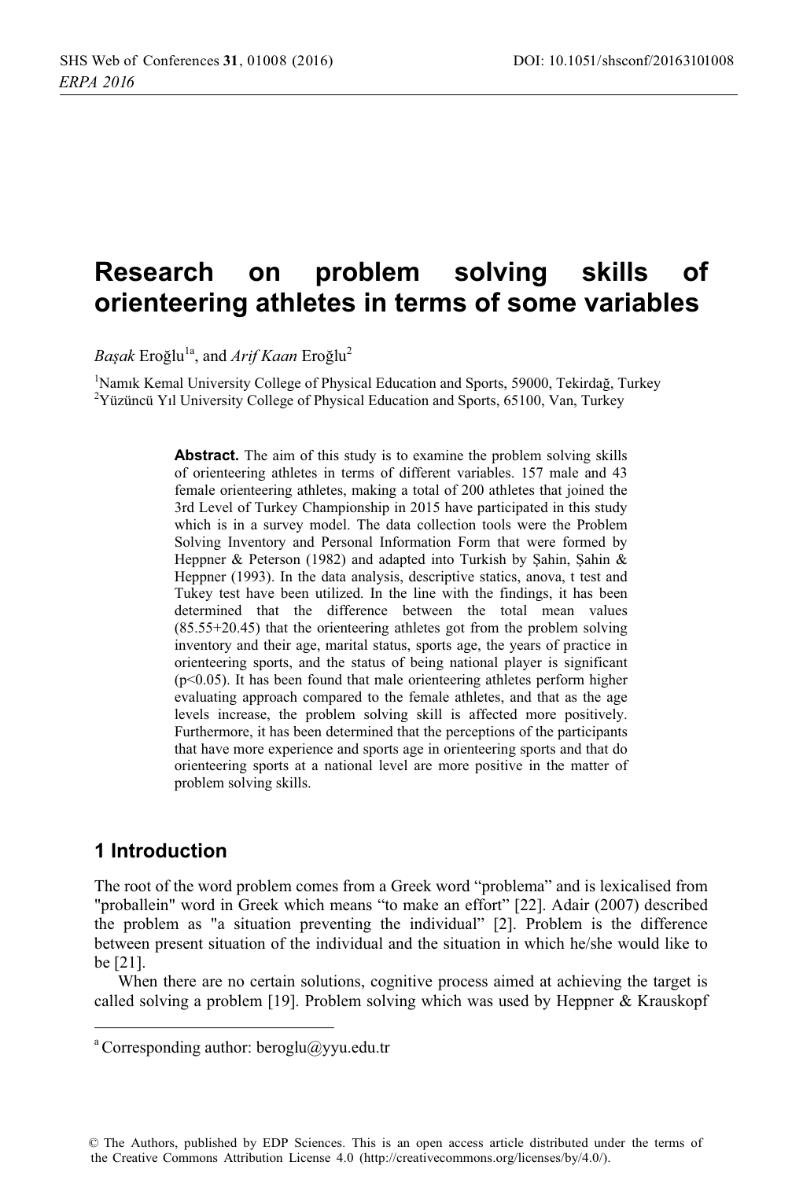# Research on problem solving skills of orienteering athletes in terms of some variables

*Başak* Eroğlu[1a], and *Arif Kaan* Eroğlu[2]

[1]Namık Kemal University College of Physical Education and Sports, 59000, Tekirdağ, Turkey
[2]Yüzüncü Yıl University College of Physical Education and Sports, 65100, Van, Turkey

**Abstract.** The aim of this study is to examine the problem solving skills of orienteering athletes in terms of different variables. 157 male and 43 female orienteering athletes, making a total of 200 athletes that joined the 3rd Level of Turkey Championship in 2015 have participated in this study which is in a survey model. The data collection tools were the Problem Solving Inventory and Personal Information Form that were formed by Heppner & Peterson (1982) and adapted into Turkish by Şahin, Şahin & Heppner (1993). In the data analysis, descriptive statics, anova, t test and Tukey test have been utilized. In the line with the findings, it has been determined that the difference between the total mean values (85.55+20.45) that the orienteering athletes got from the problem solving inventory and their age, marital status, sports age, the years of practice in orienteering sports, and the status of being national player is significant ($p<0.05$). It has been found that male orienteering athletes perform higher evaluating approach compared to the female athletes, and that as the age levels increase, the problem solving skill is affected more positively. Furthermore, it has been determined that the perceptions of the participants that have more experience and sports age in orienteering sports and that do orienteering sports at a national level are more positive in the matter of problem solving skills.

## 1 Introduction

The root of the word problem comes from a Greek word "problema" and is lexicalised from "proballein" word in Greek which means "to make an effort" [22]. Adair (2007) described the problem as "a situation preventing the individual" [2]. Problem is the difference between present situation of the individual and the situation in which he/she would like to be [21].

When there are no certain solutions, cognitive process aimed at achieving the target is called solving a problem [19]. Problem solving which was used by Heppner & Krauskopf

[a] Corresponding author: beroglu@yyu.edu.tr

© The Authors, published by EDP Sciences. This is an open access article distributed under the terms of the Creative Commons Attribution License 4.0 (http://creativecommons.org/licenses/by/4.0/).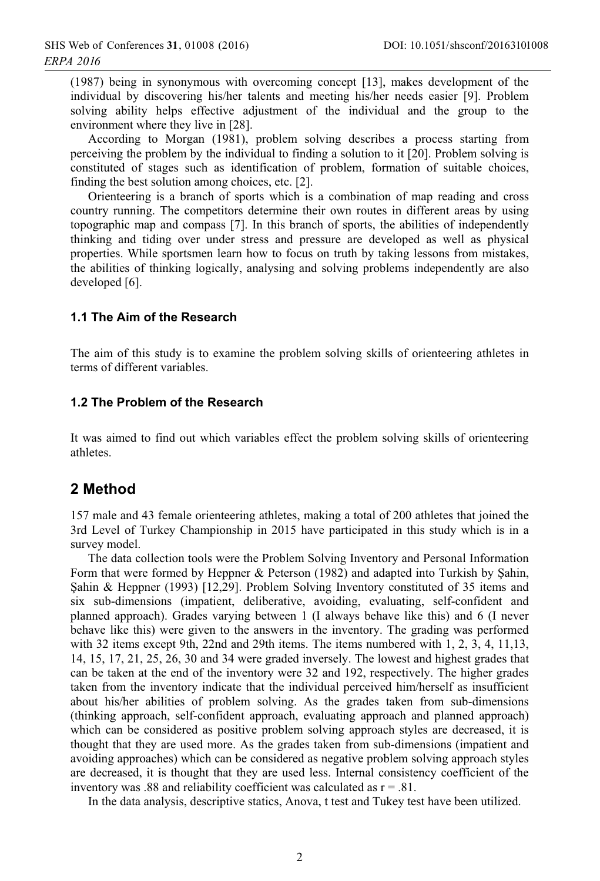(1987) being in synonymous with overcoming concept [13], makes development of the individual by discovering his/her talents and meeting his/her needs easier [9]. Problem solving ability helps effective adjustment of the individual and the group to the environment where they live in [28].

According to Morgan (1981), problem solving describes a process starting from perceiving the problem by the individual to finding a solution to it [20]. Problem solving is constituted of stages such as identification of problem, formation of suitable choices, finding the best solution among choices, etc. [2].

Orienteering is a branch of sports which is a combination of map reading and cross country running. The competitors determine their own routes in different areas by using topographic map and compass [7]. In this branch of sports, the abilities of independently thinking and tiding over under stress and pressure are developed as well as physical properties. While sportsmen learn how to focus on truth by taking lessons from mistakes, the abilities of thinking logically, analysing and solving problems independently are also developed [6].

### 1.1 The Aim of the Research

The aim of this study is to examine the problem solving skills of orienteering athletes in terms of different variables.

### 1.2 The Problem of the Research

It was aimed to find out which variables effect the problem solving skills of orienteering athletes.

## 2 Method

157 male and 43 female orienteering athletes, making a total of 200 athletes that joined the 3rd Level of Turkey Championship in 2015 have participated in this study which is in a survey model.

The data collection tools were the Problem Solving Inventory and Personal Information Form that were formed by Heppner & Peterson (1982) and adapted into Turkish by Şahin, Şahin & Heppner (1993) [12,29]. Problem Solving Inventory constituted of 35 items and six sub-dimensions (impatient, deliberative, avoiding, evaluating, self-confident and planned approach). Grades varying between 1 (I always behave like this) and 6 (I never behave like this) were given to the answers in the inventory. The grading was performed with 32 items except 9th, 22nd and 29th items. The items numbered with 1, 2, 3, 4, 11,13, 14, 15, 17, 21, 25, 26, 30 and 34 were graded inversely. The lowest and highest grades that can be taken at the end of the inventory were 32 and 192, respectively. The higher grades taken from the inventory indicate that the individual perceived him/herself as insufficient about his/her abilities of problem solving. As the grades taken from sub-dimensions (thinking approach, self-confident approach, evaluating approach and planned approach) which can be considered as positive problem solving approach styles are decreased, it is thought that they are used more. As the grades taken from sub-dimensions (impatient and avoiding approaches) which can be considered as negative problem solving approach styles are decreased, it is thought that they are used less. Internal consistency coefficient of the inventory was .88 and reliability coefficient was calculated as $r = .81$.

In the data analysis, descriptive statics, Anova, t test and Tukey test have been utilized.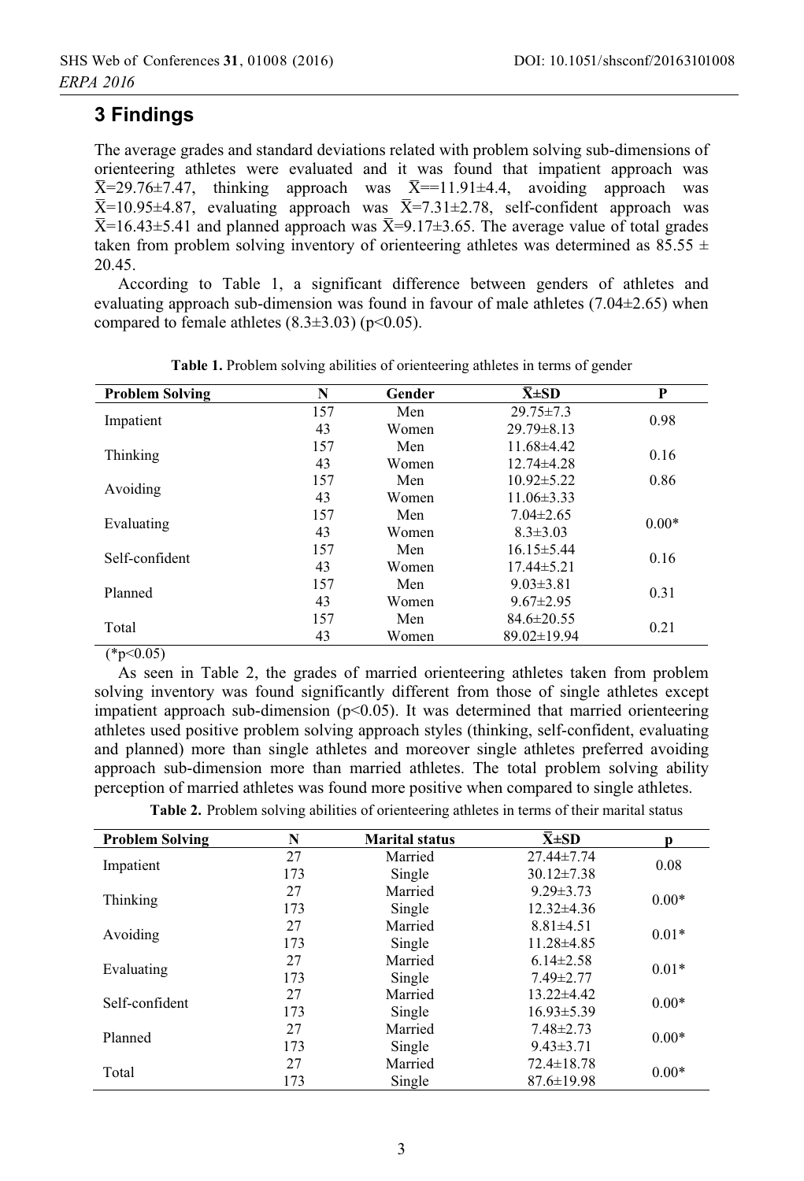## 3 Findings

The average grades and standard deviations related with problem solving sub-dimensions of orienteering athletes were evaluated and it was found that impatient approach was $\bar{X}$=29.76±7.47, thinking approach was $\bar{X}$==11.91±4.4, avoiding approach was $\bar{X}$=10.95±4.87, evaluating approach was $\bar{X}$=7.31±2.78, self-confident approach was $\bar{X}$=16.43±5.41 and planned approach was $\bar{X}$=9.17±3.65. The average value of total grades taken from problem solving inventory of orienteering athletes was determined as 85.55 ± 20.45.

According to Table 1, a significant difference between genders of athletes and evaluating approach sub-dimension was found in favour of male athletes (7.04±2.65) when compared to female athletes (8.3±3.03) ($p<0.05$).

**Table 1.** Problem solving abilities of orienteering athletes in terms of gender

| Problem Solving | N | Gender | $\bar{X}$±SD | P |
|---|---|---|---|---|
| Impatient | 157 | Men | 29.75±7.3 | 0.98 |
| | 43 | Women | 29.79±8.13 | |
| Thinking | 157 | Men | 11.68±4.42 | 0.16 |
| | 43 | Women | 12.74±4.28 | |
| Avoiding | 157 | Men | 10.92±5.22 | 0.86 |
| | 43 | Women | 11.06±3.33 | |
| Evaluating | 157 | Men | 7.04±2.65 | 0.00* |
| | 43 | Women | 8.3±3.03 | |
| Self-confident | 157 | Men | 16.15±5.44 | 0.16 |
| | 43 | Women | 17.44±5.21 | |
| Planned | 157 | Men | 9.03±3.81 | 0.31 |
| | 43 | Women | 9.67±2.95 | |
| Total | 157 | Men | 84.6±20.55 | 0.21 |
| | 43 | Women | 89.02±19.94 | |

(*$p<0.05$)

As seen in Table 2, the grades of married orienteering athletes taken from problem solving inventory was found significantly different from those of single athletes except impatient approach sub-dimension ($p<0.05$). It was determined that married orienteering athletes used positive problem solving approach styles (thinking, self-confident, evaluating and planned) more than single athletes and moreover single athletes preferred avoiding approach sub-dimension more than married athletes. The total problem solving ability perception of married athletes was found more positive when compared to single athletes.

**Table 2.** Problem solving abilities of orienteering athletes in terms of their marital status

| Problem Solving | N | Marital status | $\bar{X}$±SD | p |
|---|---|---|---|---|
| Impatient | 27 | Married | 27.44±7.74 | 0.08 |
| | 173 | Single | 30.12±7.38 | |
| Thinking | 27 | Married | 9.29±3.73 | 0.00* |
| | 173 | Single | 12.32±4.36 | |
| Avoiding | 27 | Married | 8.81±4.51 | 0.01* |
| | 173 | Single | 11.28±4.85 | |
| Evaluating | 27 | Married | 6.14±2.58 | 0.01* |
| | 173 | Single | 7.49±2.77 | |
| Self-confident | 27 | Married | 13.22±4.42 | 0.00* |
| | 173 | Single | 16.93±5.39 | |
| Planned | 27 | Married | 7.48±2.73 | 0.00* |
| | 173 | Single | 9.43±3.71 | |
| Total | 27 | Married | 72.4±18.78 | 0.00* |
| | 173 | Single | 87.6±19.98 | |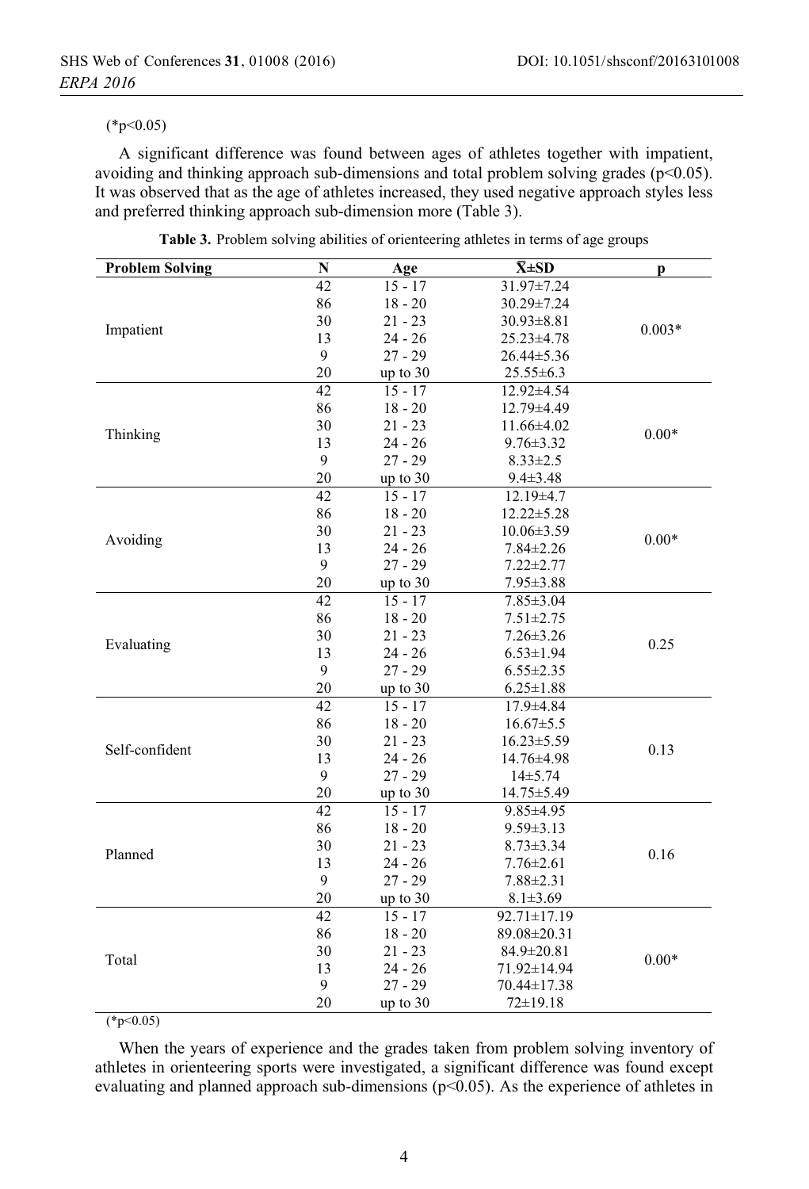(*p<0.05)

A significant difference was found between ages of athletes together with impatient, avoiding and thinking approach sub-dimensions and total problem solving grades ($p<0.05$). It was observed that as the age of athletes increased, they used negative approach styles less and preferred thinking approach sub-dimension more (Table 3).

**Table 3.** Problem solving abilities of orienteering athletes in terms of age groups

| Problem Solving | N | Age | $\bar{X}$±SD | p |
|---|---|---|---|---|
| Impatient | 42 | 15 - 17 | 31.97±7.24 | 0.003* |
| | 86 | 18 - 20 | 30.29±7.24 | |
| | 30 | 21 - 23 | 30.93±8.81 | |
| | 13 | 24 - 26 | 25.23±4.78 | |
| | 9 | 27 - 29 | 26.44±5.36 | |
| | 20 | up to 30 | 25.55±6.3 | |
| Thinking | 42 | 15 - 17 | 12.92±4.54 | 0.00* |
| | 86 | 18 - 20 | 12.79±4.49 | |
| | 30 | 21 - 23 | 11.66±4.02 | |
| | 13 | 24 - 26 | 9.76±3.32 | |
| | 9 | 27 - 29 | 8.33±2.5 | |
| | 20 | up to 30 | 9.4±3.48 | |
| Avoiding | 42 | 15 - 17 | 12.19±4.7 | 0.00* |
| | 86 | 18 - 20 | 12.22±5.28 | |
| | 30 | 21 - 23 | 10.06±3.59 | |
| | 13 | 24 - 26 | 7.84±2.26 | |
| | 9 | 27 - 29 | 7.22±2.77 | |
| | 20 | up to 30 | 7.95±3.88 | |
| Evaluating | 42 | 15 - 17 | 7.85±3.04 | 0.25 |
| | 86 | 18 - 20 | 7.51±2.75 | |
| | 30 | 21 - 23 | 7.26±3.26 | |
| | 13 | 24 - 26 | 6.53±1.94 | |
| | 9 | 27 - 29 | 6.55±2.35 | |
| | 20 | up to 30 | 6.25±1.88 | |
| Self-confident | 42 | 15 - 17 | 17.9±4.84 | 0.13 |
| | 86 | 18 - 20 | 16.67±5.5 | |
| | 30 | 21 - 23 | 16.23±5.59 | |
| | 13 | 24 - 26 | 14.76±4.98 | |
| | 9 | 27 - 29 | 14±5.74 | |
| | 20 | up to 30 | 14.75±5.49 | |
| Planned | 42 | 15 - 17 | 9.85±4.95 | 0.16 |
| | 86 | 18 - 20 | 9.59±3.13 | |
| | 30 | 21 - 23 | 8.73±3.34 | |
| | 13 | 24 - 26 | 7.76±2.61 | |
| | 9 | 27 - 29 | 7.88±2.31 | |
| | 20 | up to 30 | 8.1±3.69 | |
| Total | 42 | 15 - 17 | 92.71±17.19 | 0.00* |
| | 86 | 18 - 20 | 89.08±20.31 | |
| | 30 | 21 - 23 | 84.9±20.81 | |
| | 13 | 24 - 26 | 71.92±14.94 | |
| | 9 | 27 - 29 | 70.44±17.38 | |
| | 20 | up to 30 | 72±19.18 | |

(*p<0.05)

When the years of experience and the grades taken from problem solving inventory of athletes in orienteering sports were investigated, a significant difference was found except evaluating and planned approach sub-dimensions ($p<0.05$). As the experience of athletes in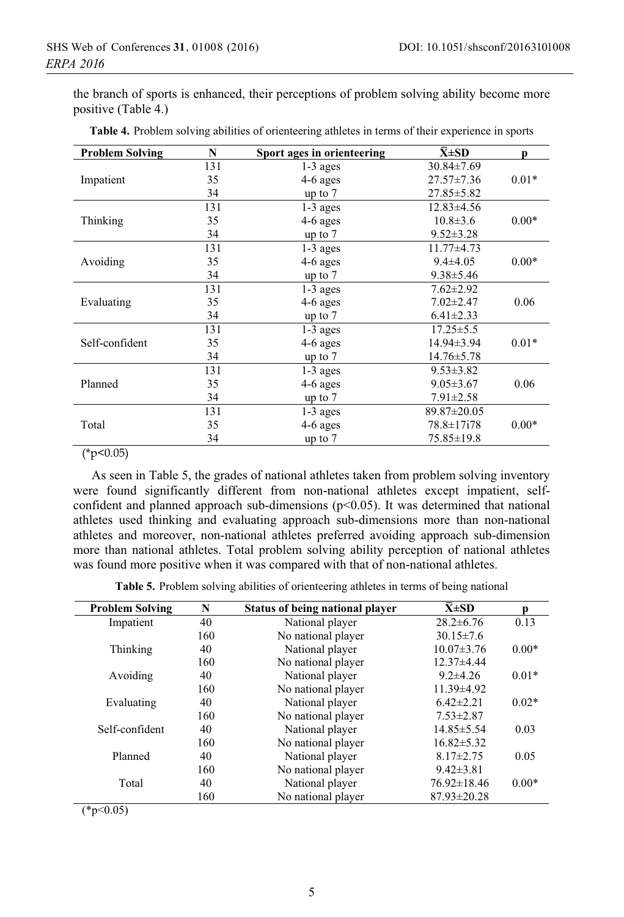the branch of sports is enhanced, their perceptions of problem solving ability become more positive (Table 4.)

**Table 4.** Problem solving abilities of orienteering athletes in terms of their experience in sports

| Problem Solving | N | Sport ages in orienteering | X̄±SD | p |
|---|---|---|---|---|
| | 131 | 1-3 ages | 30.84±7.69 | |
| Impatient | 35 | 4-6 ages | 27.57±7.36 | 0.01* |
| | 34 | up to 7 | 27.85±5.82 | |
| | 131 | 1-3 ages | 12.83±4.56 | |
| Thinking | 35 | 4-6 ages | 10.8±3.6 | 0.00* |
| | 34 | up to 7 | 9.52±3.28 | |
| | 131 | 1-3 ages | 11.77±4.73 | |
| Avoiding | 35 | 4-6 ages | 9.4±4.05 | 0.00* |
| | 34 | up to 7 | 9.38±5.46 | |
| | 131 | 1-3 ages | 7.62±2.92 | |
| Evaluating | 35 | 4-6 ages | 7.02±2.47 | 0.06 |
| | 34 | up to 7 | 6.41±2.33 | |
| | 131 | 1-3 ages | 17.25±5.5 | |
| Self-confident | 35 | 4-6 ages | 14.94±3.94 | 0.01* |
| | 34 | up to 7 | 14.76±5.78 | |
| | 131 | 1-3 ages | 9.53±3.82 | |
| Planned | 35 | 4-6 ages | 9.05±3.67 | 0.06 |
| | 34 | up to 7 | 7.91±2.58 | |
| | 131 | 1-3 ages | 89.87±20.05 | |
| Total | 35 | 4-6 ages | 78.8±17i78 | 0.00* |
| | 34 | up to 7 | 75.85±19.8 | |

(*$p<0.05$)

As seen in Table 5, the grades of national athletes taken from problem solving inventory were found significantly different from non-national athletes except impatient, self-confident and planned approach sub-dimensions ($p<0.05$). It was determined that national athletes used thinking and evaluating approach sub-dimensions more than non-national athletes and moreover, non-national athletes preferred avoiding approach sub-dimension more than national athletes. Total problem solving ability perception of national athletes was found more positive when it was compared with that of non-national athletes.

**Table 5.** Problem solving abilities of orienteering athletes in terms of being national

| Problem Solving | N | Status of being national player | X̄±SD | p |
|---|---|---|---|---|
| Impatient | 40 | National player | 28.2±6.76 | 0.13 |
| | 160 | No national player | 30.15±7.6 | |
| Thinking | 40 | National player | 10.07±3.76 | 0.00* |
| | 160 | No national player | 12.37±4.44 | |
| Avoiding | 40 | National player | 9.2±4.26 | 0.01* |
| | 160 | No national player | 11.39±4.92 | |
| Evaluating | 40 | National player | 6.42±2.21 | 0.02* |
| | 160 | No national player | 7.53±2.87 | |
| Self-confident | 40 | National player | 14.85±5.54 | 0.03 |
| | 160 | No national player | 16.82±5.32 | |
| Planned | 40 | National player | 8.17±2.75 | 0.05 |
| | 160 | No national player | 9.42±3.81 | |
| Total | 40 | National player | 76.92±18.46 | 0.00* |
| | 160 | No national player | 87.93±20.28 | |

(*$p<0.05$)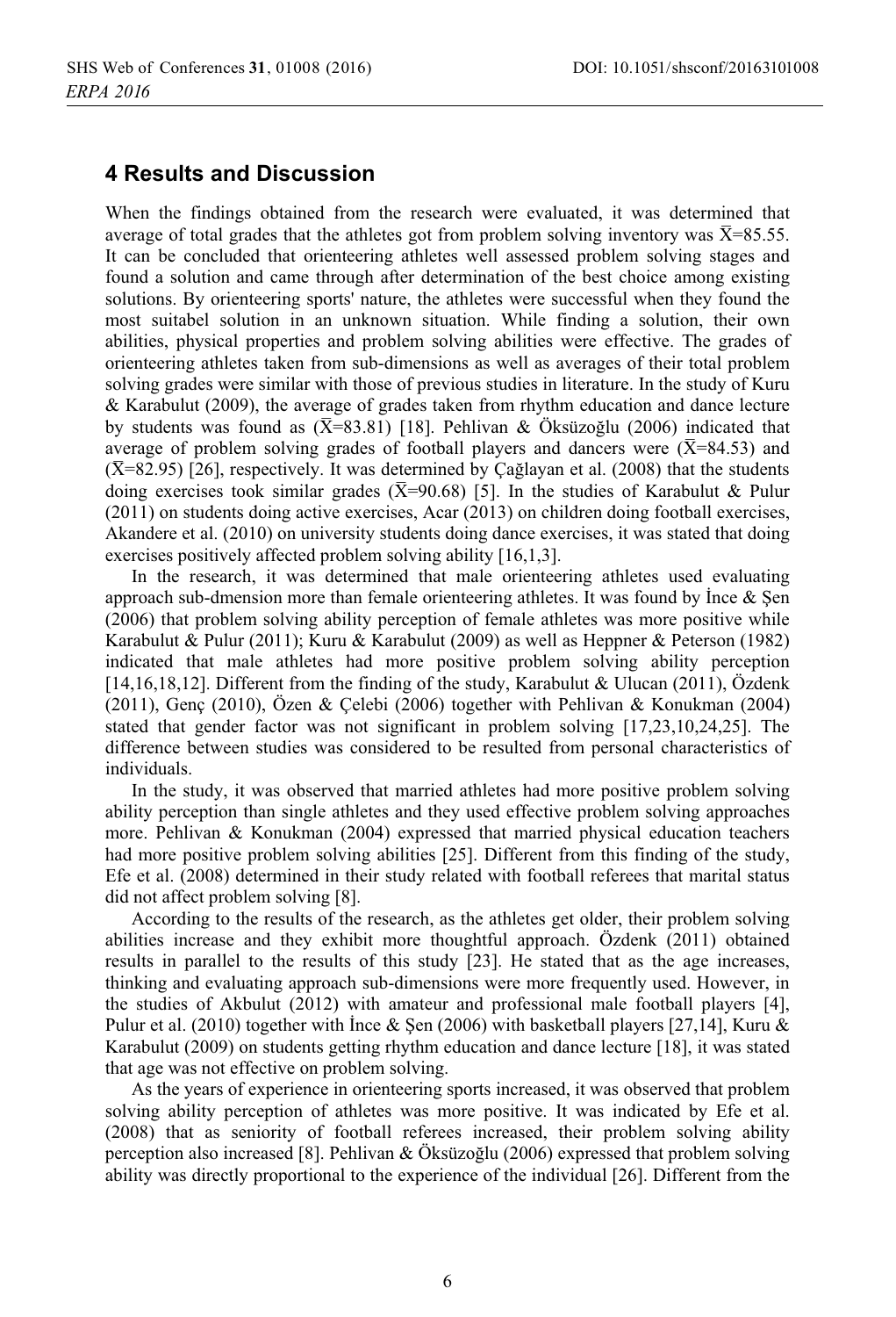## 4 Results and Discussion

When the findings obtained from the research were evaluated, it was determined that average of total grades that the athletes got from problem solving inventory was $\bar{X}$=85.55. It can be concluded that orienteering athletes well assessed problem solving stages and found a solution and came through after determination of the best choice among existing solutions. By orienteering sports' nature, the athletes were successful when they found the most suitabel solution in an unknown situation. While finding a solution, their own abilities, physical properties and problem solving abilities were effective. The grades of orienteering athletes taken from sub-dimensions as well as averages of their total problem solving grades were similar with those of previous studies in literature. In the study of Kuru & Karabulut (2009), the average of grades taken from rhythm education and dance lecture by students was found as ($\bar{X}$=83.81) [18]. Pehlivan & Öksüzoğlu (2006) indicated that average of problem solving grades of football players and dancers were ($\bar{X}$=84.53) and ($\bar{X}$=82.95) [26], respectively. It was determined by Çağlayan et al. (2008) that the students doing exercises took similar grades ($\bar{X}$=90.68) [5]. In the studies of Karabulut & Pulur (2011) on students doing active exercises, Acar (2013) on children doing football exercises, Akandere et al. (2010) on university students doing dance exercises, it was stated that doing exercises positively affected problem solving ability [16,1,3].

In the research, it was determined that male orienteering athletes used evaluating approach sub-dmension more than female orienteering athletes. It was found by İnce & Şen (2006) that problem solving ability perception of female athletes was more positive while Karabulut & Pulur (2011); Kuru & Karabulut (2009) as well as Heppner & Peterson (1982) indicated that male athletes had more positive problem solving ability perception [14,16,18,12]. Different from the finding of the study, Karabulut & Ulucan (2011), Özdenk (2011), Genç (2010), Özen & Çelebi (2006) together with Pehlivan & Konukman (2004) stated that gender factor was not significant in problem solving [17,23,10,24,25]. The difference between studies was considered to be resulted from personal characteristics of individuals.

In the study, it was observed that married athletes had more positive problem solving ability perception than single athletes and they used effective problem solving approaches more. Pehlivan & Konukman (2004) expressed that married physical education teachers had more positive problem solving abilities [25]. Different from this finding of the study, Efe et al. (2008) determined in their study related with football referees that marital status did not affect problem solving [8].

According to the results of the research, as the athletes get older, their problem solving abilities increase and they exhibit more thoughtful approach. Özdenk (2011) obtained results in parallel to the results of this study [23]. He stated that as the age increases, thinking and evaluating approach sub-dimensions were more frequently used. However, in the studies of Akbulut (2012) with amateur and professional male football players [4], Pulur et al. (2010) together with İnce & Şen (2006) with basketball players [27,14], Kuru & Karabulut (2009) on students getting rhythm education and dance lecture [18], it was stated that age was not effective on problem solving.

As the years of experience in orienteering sports increased, it was observed that problem solving ability perception of athletes was more positive. It was indicated by Efe et al. (2008) that as seniority of football referees increased, their problem solving ability perception also increased [8]. Pehlivan & Öksüzoğlu (2006) expressed that problem solving ability was directly proportional to the experience of the individual [26]. Different from the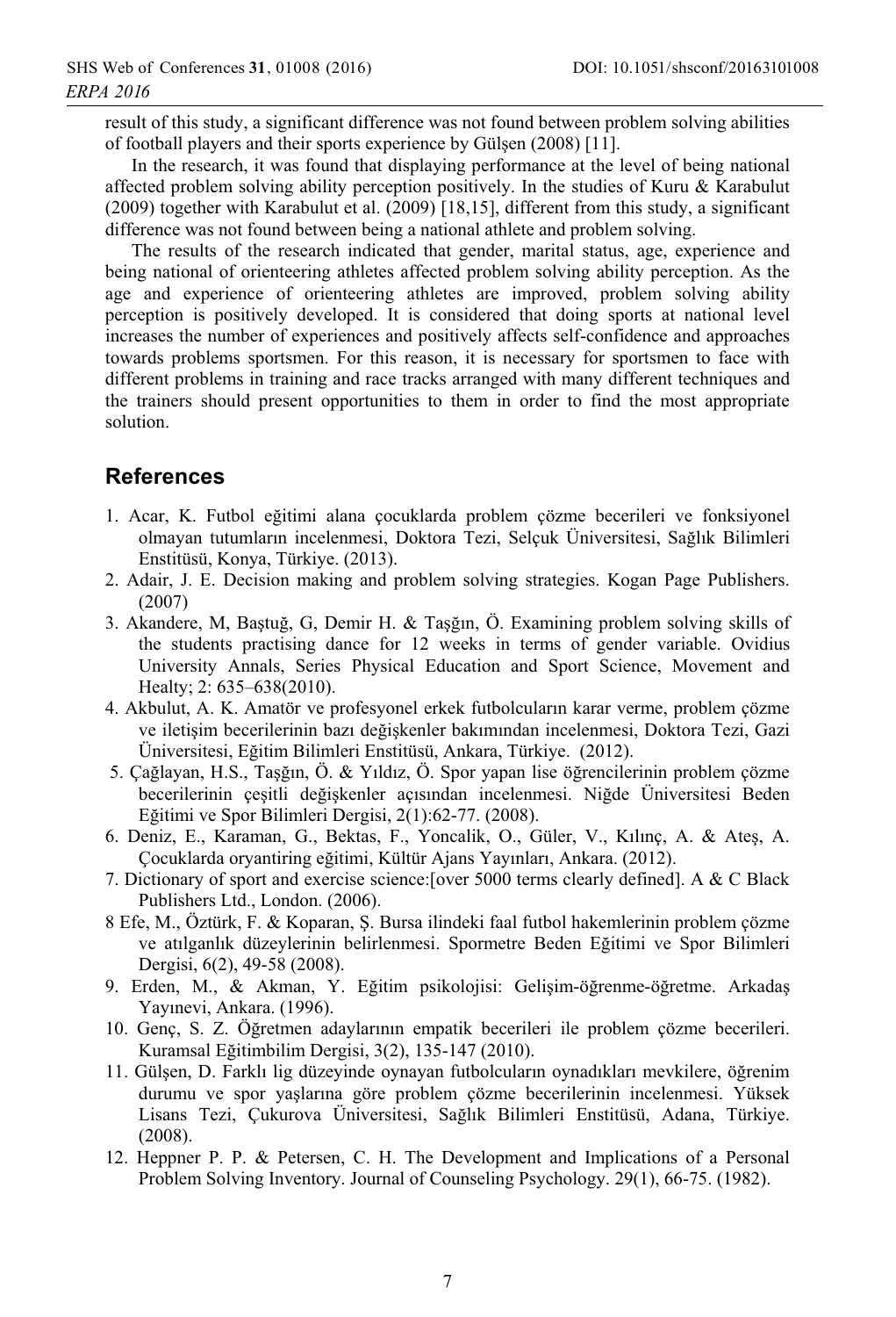result of this study, a significant difference was not found between problem solving abilities of football players and their sports experience by Gülşen (2008) [11].

In the research, it was found that displaying performance at the level of being national affected problem solving ability perception positively. In the studies of Kuru & Karabulut (2009) together with Karabulut et al. (2009) [18,15], different from this study, a significant difference was not found between being a national athlete and problem solving.

The results of the research indicated that gender, marital status, age, experience and being national of orienteering athletes affected problem solving ability perception. As the age and experience of orienteering athletes are improved, problem solving ability perception is positively developed. It is considered that doing sports at national level increases the number of experiences and positively affects self-confidence and approaches towards problems sportsmen. For this reason, it is necessary for sportsmen to face with different problems in training and race tracks arranged with many different techniques and the trainers should present opportunities to them in order to find the most appropriate solution.

## References

1. Acar, K. Futbol eğitimi alana çocuklarda problem çözme becerileri ve fonksiyonel olmayan tutumların incelenmesi, Doktora Tezi, Selçuk Üniversitesi, Sağlık Bilimleri Enstitüsü, Konya, Türkiye. (2013).
2. Adair, J. E. Decision making and problem solving strategies. Kogan Page Publishers. (2007)
3. Akandere, M, Baştuğ, G, Demir H. & Taşğın, Ö. Examining problem solving skills of the students practising dance for 12 weeks in terms of gender variable. Ovidius University Annals, Series Physical Education and Sport Science, Movement and Healty; 2: 635–638(2010).
4. Akbulut, A. K. Amatör ve profesyonel erkek futbolcuların karar verme, problem çözme ve iletişim becerilerinin bazı değişkenler bakımından incelenmesi, Doktora Tezi, Gazi Üniversitesi, Eğitim Bilimleri Enstitüsü, Ankara, Türkiye. (2012).
5. Çağlayan, H.S., Taşğın, Ö. & Yıldız, Ö. Spor yapan lise öğrencilerinin problem çözme becerilerinin çeşitli değişkenler açısından incelenmesi. Niğde Üniversitesi Beden Eğitimi ve Spor Bilimleri Dergisi, 2(1):62-77. (2008).
6. Deniz, E., Karaman, G., Bektas, F., Yoncalik, O., Güler, V., Kılınç, A. & Ateş, A. Çocuklarda oryantiring eğitimi, Kültür Ajans Yayınları, Ankara. (2012).
7. Dictionary of sport and exercise science:[over 5000 terms clearly defined]. A & C Black Publishers Ltd., London. (2006).
8. Efe, M., Öztürk, F. & Koparan, Ş. Bursa ilindeki faal futbol hakemlerinin problem çözme ve atılganlık düzeylerinin belirlenmesi. Spormetre Beden Eğitimi ve Spor Bilimleri Dergisi, 6(2), 49-58 (2008).
9. Erden, M., & Akman, Y. Eğitim psikolojisi: Gelişim-öğrenme-öğretme. Arkadaş Yayınevi, Ankara. (1996).
10. Genç, S. Z. Öğretmen adaylarının empatik becerileri ile problem çözme becerileri. Kuramsal Eğitimbilim Dergisi, 3(2), 135-147 (2010).
11. Gülşen, D. Farklı lig düzeyinde oynayan futbolcuların oynadıkları mevkilere, öğrenim durumu ve spor yaşlarına göre problem çözme becerilerinin incelenmesi. Yüksek Lisans Tezi, Çukurova Üniversitesi, Sağlık Bilimleri Enstitüsü, Adana, Türkiye. (2008).
12. Heppner P. P. & Petersen, C. H. The Development and Implications of a Personal Problem Solving Inventory. Journal of Counseling Psychology. 29(1), 66-75. (1982).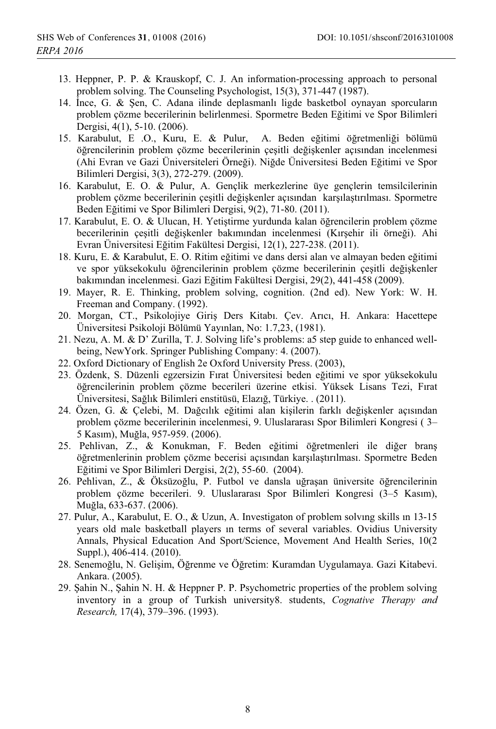13. Heppner, P. P. & Krauskopf, C. J. An information-processing approach to personal problem solving. The Counseling Psychologist, 15(3), 371-447 (1987).
14. İnce, G. & Şen, C. Adana ilinde deplasmanlı ligde basketbol oynayan sporcuların problem çözme becerilerinin belirlenmesi. Spormetre Beden Eğitimi ve Spor Bilimleri Dergisi, 4(1), 5-10. (2006).
15. Karabulut, E .O., Kuru, E. & Pulur, A. Beden eğitimi öğretmenliği bölümü öğrencilerinin problem çözme becerilerinin çeşitli değişkenler açısından incelenmesi (Ahi Evran ve Gazi Üniversiteleri Örneği). Niğde Üniversitesi Beden Eğitimi ve Spor Bilimleri Dergisi, 3(3), 272-279. (2009).
16. Karabulut, E. O. & Pulur, A. Gençlik merkezlerine üye gençlerin temsilcilerinin problem çözme becerilerinin çeşitli değişkenler açısından karşılaştırılması. Spormetre Beden Eğitimi ve Spor Bilimleri Dergisi, 9(2), 71-80. (2011).
17. Karabulut, E. O. & Ulucan, H. Yetiştirme yurdunda kalan öğrencilerin problem çözme becerilerinin çeşitli değişkenler bakımından incelenmesi (Kırşehir ili örneği). Ahi Evran Üniversitesi Eğitim Fakültesi Dergisi, 12(1), 227-238. (2011).
18. Kuru, E. & Karabulut, E. O. Ritim eğitimi ve dans dersi alan ve almayan beden eğitimi ve spor yüksekokulu öğrencilerinin problem çözme becerilerinin çeşitli değişkenler bakımından incelenmesi. Gazi Eğitim Fakültesi Dergisi, 29(2), 441-458 (2009).
19. Mayer, R. E. Thinking, problem solving, cognition. (2nd ed). New York: W. H. Freeman and Company. (1992).
20. Morgan, CT., Psikolojiye Giriş Ders Kitabı. Çev. Arıcı, H. Ankara: Hacettepe Üniversitesi Psikoloji Bölümü Yayınları, No: 1.7,23, (1981).
21. Nezu, A. M. & D' Zurilla, T. J. Solving life's problems: a5 step guide to enhanced well-being, NewYork. Springer Publishing Company: 4. (2007).
22. Oxford Dictionary of English 2e Oxford University Press. (2003),
23. Özdenk, S. Düzenli egzersizin Fırat Üniversitesi beden eğitimi ve spor yüksekokulu öğrencilerinin problem çözme becerileri üzerine etkisi. Yüksek Lisans Tezi, Fırat Üniversitesi, Sağlık Bilimleri enstitüsü, Elazığ, Türkiye. . (2011).
24. Özen, G. & Çelebi, M. Dağcılık eğitimi alan kişilerin farklı değişkenler açısından problem çözme becerilerinin incelenmesi, 9. Uluslararası Spor Bilimleri Kongresi ( 3–5 Kasım), Muğla, 957-959. (2006).
25. Pehlivan, Z., & Konukman, F. Beden eğitimi öğretmenleri ile diğer branş öğretmenlerinin problem çözme becerisi açısından karşılaştırılması. Spormetre Beden Eğitimi ve Spor Bilimleri Dergisi, 2(2), 55-60. (2004).
26. Pehlivan, Z., & Öksüzoğlu, P. Futbol ve dansla uğraşan üniversite öğrencilerinin problem çözme becerileri. 9. Uluslararası Spor Bilimleri Kongresi (3–5 Kasım), Muğla, 633-637. (2006).
27. Pulur, A., Karabulut, E. O., & Uzun, A. Investigaton of problem solvıng skills ın 13-15 years old male basketball players ın terms of several variables. Ovidius University Annals, Physical Education And Sport/Science, Movement And Health Series, 10(2 Suppl.), 406-414. (2010).
28. Senemoğlu, N. Gelişim, Öğrenme ve Öğretim: Kuramdan Uygulamaya. Gazi Kitabevi. Ankara. (2005).
29. Şahin N., Şahin N. H. & Heppner P. P. Psychometric properties of the problem solving inventory in a group of Turkish university8. students, *Cognative Therapy and Research,* 17(4), 379–396. (1993).